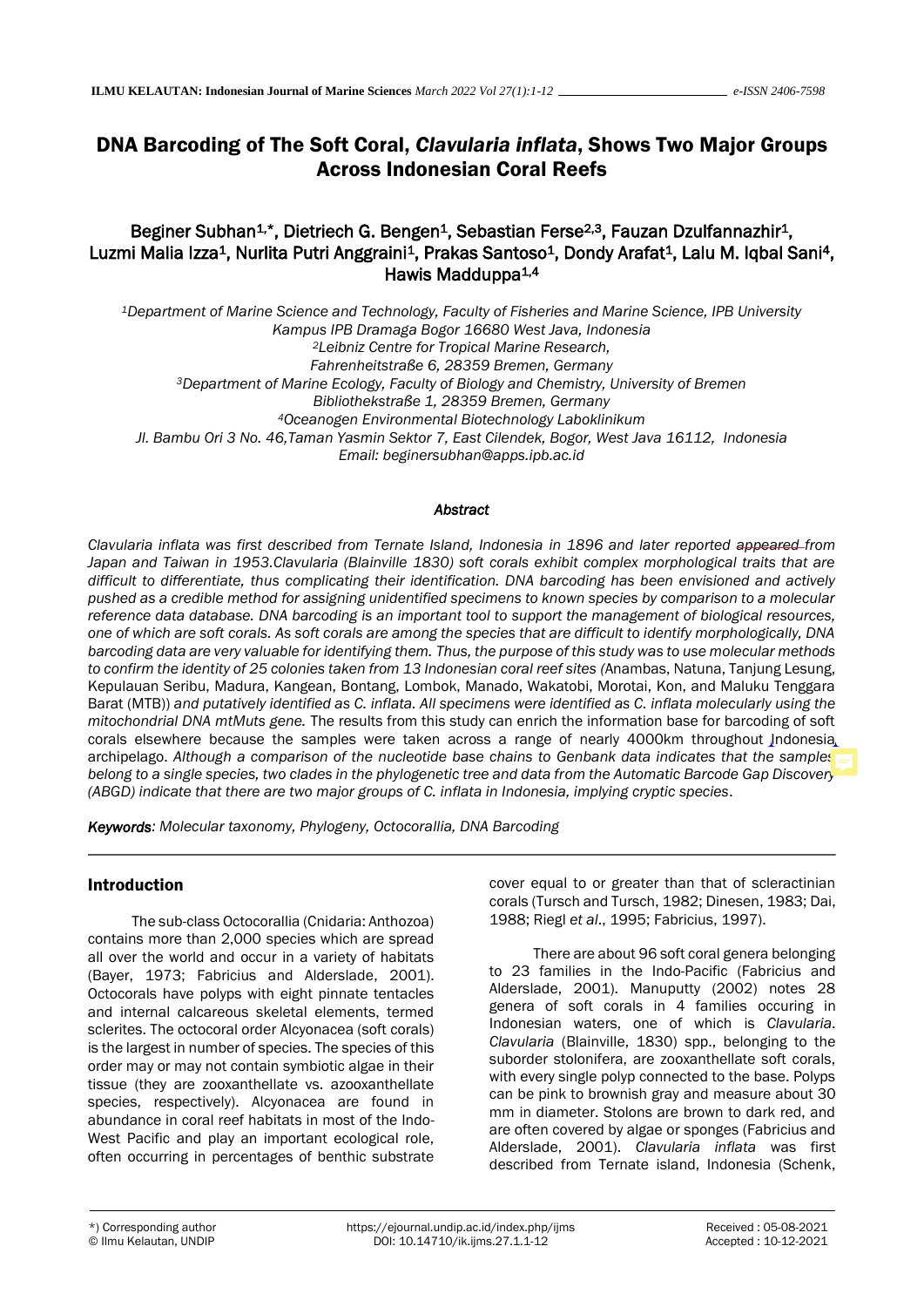# DNA Barcoding of The Soft Coral, *Clavularia inflata*, Shows Two Major Groups Across Indonesian Coral Reefs

Beginer Subhan[1,*], Dietriech G. Bengen[1], Sebastian Ferse[2,3], Fauzan Dzulfannazhir[1], Luzmi Malia Izza[1], Nurlita Putri Anggraini[1], Prakas Santoso[1], Dondy Arafat[1], Lalu M. Iqbal Sani[4], Hawis Madduppa[1,4]

*[1]Department of Marine Science and Technology, Faculty of Fisheries and Marine Science, IPB University Kampus IPB Dramaga Bogor 16680 West Java, Indonesia*
*[2]Leibniz Centre for Tropical Marine Research, Fahrenheitstraße 6, 28359 Bremen, Germany*
*[3]Department of Marine Ecology, Faculty of Biology and Chemistry, University of Bremen Bibliothekstraße 1, 28359 Bremen, Germany*
*[4]Oceanogen Environmental Biotechnology Laboklinikum Jl. Bambu Ori 3 No. 46,Taman Yasmin Sektor 7, East Cilendek, Bogor, West Java 16112, Indonesia*
*Email: beginersubhan@apps.ipb.ac.id*

## Abstract

*Clavularia inflata was first described from Ternate Island, Indonesia in 1896 and later reported appeared from Japan and Taiwan in 1953.Clavularia (Blainville 1830) soft corals exhibit complex morphological traits that are difficult to differentiate, thus complicating their identification. DNA barcoding has been envisioned and actively pushed as a credible method for assigning unidentified specimens to known species by comparison to a molecular reference data database. DNA barcoding is an important tool to support the management of biological resources, one of which are soft corals. As soft corals are among the species that are difficult to identify morphologically, DNA barcoding data are very valuable for identifying them. Thus, the purpose of this study was to use molecular methods to confirm the identity of 25 colonies taken from 13 Indonesian coral reef sites (*Anambas, Natuna, Tanjung Lesung, Kepulauan Seribu, Madura, Kangean, Bontang, Lombok, Manado, Wakatobi, Morotai, Kon, and Maluku Tenggara Barat (MTB)) *and putatively identified as C. inflata. All specimens were identified as C. inflata molecularly using the mitochondrial DNA mtMuts gene.* The results from this study can enrich the information base for barcoding of soft corals elsewhere because the samples were taken across a range of nearly 4000km throughout Indonesia archipelago. *Although a comparison of the nucleotide base chains to Genbank data indicates that the samples belong to a single species, two clades in the phylogenetic tree and data from the Automatic Barcode Gap Discovery (ABGD) indicate that there are two major groups of C. inflata in Indonesia, implying cryptic species.*

***Keywords****: Molecular taxonomy, Phylogeny, Octocorallia, DNA Barcoding*

## Introduction

The sub-class Octocorallia (Cnidaria: Anthozoa) contains more than 2,000 species which are spread all over the world and occur in a variety of habitats (Bayer, 1973; Fabricius and Alderslade, 2001). Octocorals have polyps with eight pinnate tentacles and internal calcareous skeletal elements, termed sclerites. The octocoral order Alcyonacea (soft corals) is the largest in number of species. The species of this order may or may not contain symbiotic algae in their tissue (they are zooxanthellate vs. azooxanthellate species, respectively). Alcyonacea are found in abundance in coral reef habitats in most of the Indo-West Pacific and play an important ecological role, often occurring in percentages of benthic substrate cover equal to or greater than that of scleractinian corals (Tursch and Tursch, 1982; Dinesen, 1983; Dai, 1988; Riegl *et al*., 1995; Fabricius, 1997).

There are about 96 soft coral genera belonging to 23 families in the Indo-Pacific (Fabricius and Alderslade, 2001). Manuputty (2002) notes 28 genera of soft corals in 4 families occuring in Indonesian waters, one of which is *Clavularia*. *Clavularia* (Blainville, 1830) spp., belonging to the suborder stolonifera, are zooxanthellate soft corals, with every single polyp connected to the base. Polyps can be pink to brownish gray and measure about 30 mm in diameter. Stolons are brown to dark red, and are often covered by algae or sponges (Fabricius and Alderslade, 2001). *Clavularia inflata* was first described from Ternate island, Indonesia (Schenk,

*) Corresponding author
© Ilmu Kelautan, UNDIP

https://ejournal.undip.ac.id/index.php/ijms
DOI: 10.14710/ik.ijms.27.1.1-12

Received : 05-08-2021
Accepted : 10-12-2021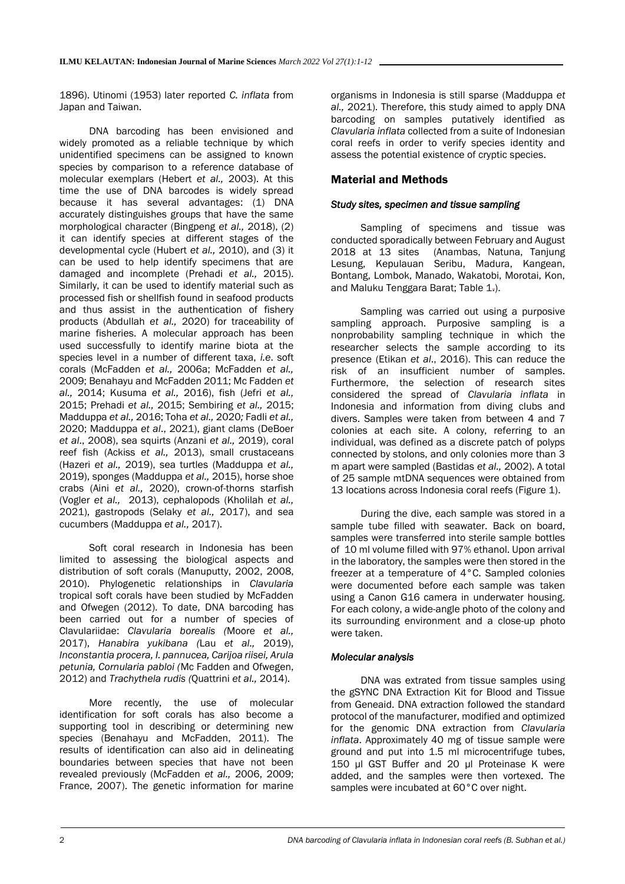1896). Utinomi (1953) later reported *C. inflata* from Japan and Taiwan.

DNA barcoding has been envisioned and widely promoted as a reliable technique by which unidentified specimens can be assigned to known species by comparison to a reference database of molecular exemplars (Hebert *et al.,* 2003). At this time the use of DNA barcodes is widely spread because it has several advantages: (1) DNA accurately distinguishes groups that have the same morphological character (Bingpeng *et al.,* 2018), (2) it can identify species at different stages of the developmental cycle (Hubert *et al.,* 2010), and (3) it can be used to help identify specimens that are damaged and incomplete (Prehadi *et al.,* 2015). Similarly, it can be used to identify material such as processed fish or shellfish found in seafood products and thus assist in the authentication of fishery products (Abdullah *et al.,* 2020) for traceability of marine fisheries. A molecular approach has been used successfully to identify marine biota at the species level in a number of different taxa, *i.e.* soft corals (McFadden *et al.,* 2006a; McFadden *et al.,* 2009; Benahayu and McFadden 2011; Mc Fadden *et al.,* 2014; Kusuma *et al.,* 2016), fish (Jefri *et al.,* 2015; Prehadi *et al.,* 2015; Sembiring *et al.,* 2015; Madduppa *et al.,* 2016; Toha *et al.,* 2020*;* Fadli *et al.,* 2020; Madduppa *et al*., 2021), giant clams (DeBoer *et al*., 2008), sea squirts (Anzani *et al.,* 2019), coral reef fish (Ackiss *et al.,* 2013), small crustaceans (Hazeri *et al.,* 2019), sea turtles (Madduppa *et al.,* 2019), sponges (Madduppa *et al.,* 2015), horse shoe crabs (Aini *et al.,* 2020), crown-of-thorns starfish (Vogler *et al.,* 2013), cephalopods (Kholilah *et al.,* 2021), gastropods (Selaky *et al.,* 2017), and sea cucumbers (Madduppa *et al.,* 2017).

Soft coral research in Indonesia has been limited to assessing the biological aspects and distribution of soft corals (Manuputty, 2002, 2008, 2010). Phylogenetic relationships in *Clavularia* tropical soft corals have been studied by McFadden and Ofwegen (2012). To date, DNA barcoding has been carried out for a number of species of Clavulariidae: *Clavularia borealis (*Moore *et al.,* 2017), *Hanabira yukibana (*Lau *et al.,* 2019), *Inconstantia procera, I. pannucea, Carijoa riisei, Arula petunia, Cornularia pabloi (*Mc Fadden and Ofwegen, 2012) and *Trachythela rudis (*Quattrini *et al.,* 2014).

More recently, the use of molecular identification for soft corals has also become a supporting tool in describing or determining new species (Benahayu and McFadden, 2011). The results of identification can also aid in delineating boundaries between species that have not been revealed previously (McFadden *et al.,* 2006, 2009; France, 2007). The genetic information for marine organisms in Indonesia is still sparse (Madduppa *et al.,* 2021). Therefore, this study aimed to apply DNA barcoding on samples putatively identified as *Clavularia inflata* collected from a suite of Indonesian coral reefs in order to verify species identity and assess the potential existence of cryptic species.

## Material and Methods

### *Study sites, specimen and tissue sampling*

Sampling of specimens and tissue was conducted sporadically between February and August 2018 at 13 sites (Anambas, Natuna, Tanjung Lesung, Kepulauan Seribu, Madura, Kangean, Bontang, Lombok, Manado, Wakatobi, Morotai, Kon, and Maluku Tenggara Barat; Table 1.).

Sampling was carried out using a purposive sampling approach. Purposive sampling is a nonprobability sampling technique in which the researcher selects the sample according to its presence (Etikan *et al*., 2016). This can reduce the risk of an insufficient number of samples. Furthermore, the selection of research sites considered the spread of *Clavularia inflata* in Indonesia and information from diving clubs and divers. Samples were taken from between 4 and 7 colonies at each site. A colony, referring to an individual, was defined as a discrete patch of polyps connected by stolons, and only colonies more than 3 m apart were sampled (Bastidas *et al.,* 2002). A total of 25 sample mtDNA sequences were obtained from 13 locations across Indonesia coral reefs (Figure 1).

During the dive, each sample was stored in a sample tube filled with seawater. Back on board, samples were transferred into sterile sample bottles of 10 ml volume filled with 97% ethanol. Upon arrival in the laboratory, the samples were then stored in the freezer at a temperature of 4°C. Sampled colonies were documented before each sample was taken using a Canon G16 camera in underwater housing. For each colony, a wide-angle photo of the colony and its surrounding environment and a close-up photo were taken.

### *Molecular analysis*

DNA was extrated from tissue samples using the gSYNC DNA Extraction Kit for Blood and Tissue from Geneaid. DNA extraction followed the standard protocol of the manufacturer, modified and optimized for the genomic DNA extraction from *Clavularia inflata*. Approximately 40 mg of tissue sample were ground and put into 1.5 ml microcentrifuge tubes, 150 µl GST Buffer and 20 µl Proteinase K were added, and the samples were then vortexed. The samples were incubated at 60°C over night.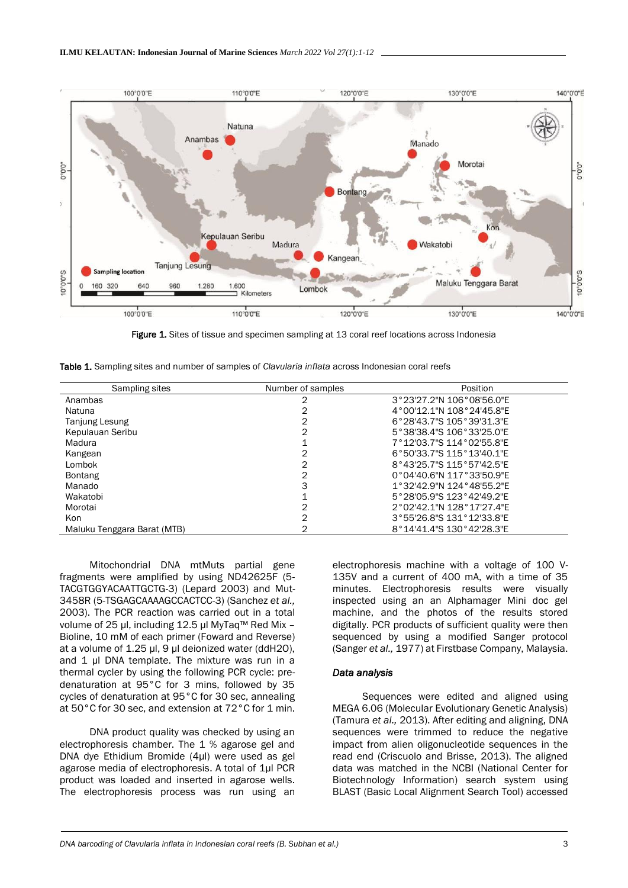Figure 1. Sites of tissue and specimen sampling at 13 coral reef locations across Indonesia

Table 1. Sampling sites and number of samples of *Clavularia inflata* across Indonesian coral reefs

| Sampling sites | Number of samples | Position |
|---|---|---|
| Anambas | 2 | 3°23'27.2"N 106°08'56.0"E |
| Natuna | 2 | 4°00'12.1"N 108°24'45.8"E |
| Tanjung Lesung | 2 | 6°28'43.7"S 105°39'31.3"E |
| Kepulauan Seribu | 2 | 5°38'38.4"S 106°33'25.0"E |
| Madura | 1 | 7°12'03.7"S 114°02'55.8"E |
| Kangean | 2 | 6°50'33.7"S 115°13'40.1"E |
| Lombok | 2 | 8°43'25.7"S 115°57'42.5"E |
| Bontang | 2 | 0°04'40.6"N 117°33'50.9"E |
| Manado | 3 | 1°32'42.9"N 124°48'55.2"E |
| Wakatobi | 1 | 5°28'05.9"S 123°42'49.2"E |
| Morotai | 2 | 2°02'42.1"N 128°17'27.4"E |
| Kon | 2 | 3°55'26.8"S 131°12'33.8"E |
| Maluku Tenggara Barat (MTB) | 2 | 8°14'41.4"S 130°42'28.3"E |

Mitochondrial DNA mtMuts partial gene fragments were amplified by using ND42625F (5-TACGTGGYACAATTGCTG-3) (Lepard 2003) and Mut-3458R (5-TSGAGCAAAAGCCACTCC-3) (Sanchez *et al.,* 2003). The PCR reaction was carried out in a total volume of 25 µl, including 12.5 µl MyTaq™ Red Mix – Bioline, 10 mM of each primer (Foward and Reverse) at a volume of 1.25 µl, 9 µl deionized water (ddH2O), and 1 µl DNA template. The mixture was run in a thermal cycler by using the following PCR cycle: pre-denaturation at 95°C for 3 mins, followed by 35 cycles of denaturation at 95°C for 30 sec, annealing at 50°C for 30 sec, and extension at 72°C for 1 min.

DNA product quality was checked by using an electrophoresis chamber. The 1 % agarose gel and DNA dye Ethidium Bromide (4µl) were used as gel agarose media of electrophoresis. A total of 1µl PCR product was loaded and inserted in agarose wells. The electrophoresis process was run using an electrophoresis machine with a voltage of 100 V-135V and a current of 400 mA, with a time of 35 minutes. Electrophoresis results were visually inspected using an an Alphamager Mini doc gel machine, and the photos of the results stored digitally. PCR products of sufficient quality were then sequenced by using a modified Sanger protocol (Sanger *et al.,* 1977) at Firstbase Company, Malaysia.

#### *Data analysis*

Sequences were edited and aligned using MEGA 6.06 (Molecular Evolutionary Genetic Analysis) (Tamura *et al.,* 2013). After editing and aligning, DNA sequences were trimmed to reduce the negative impact from alien oligonucleotide sequences in the read end (Criscuolo and Brisse, 2013). The aligned data was matched in the NCBI (National Center for Biotechnology Information) search system using BLAST (Basic Local Alignment Search Tool) accessed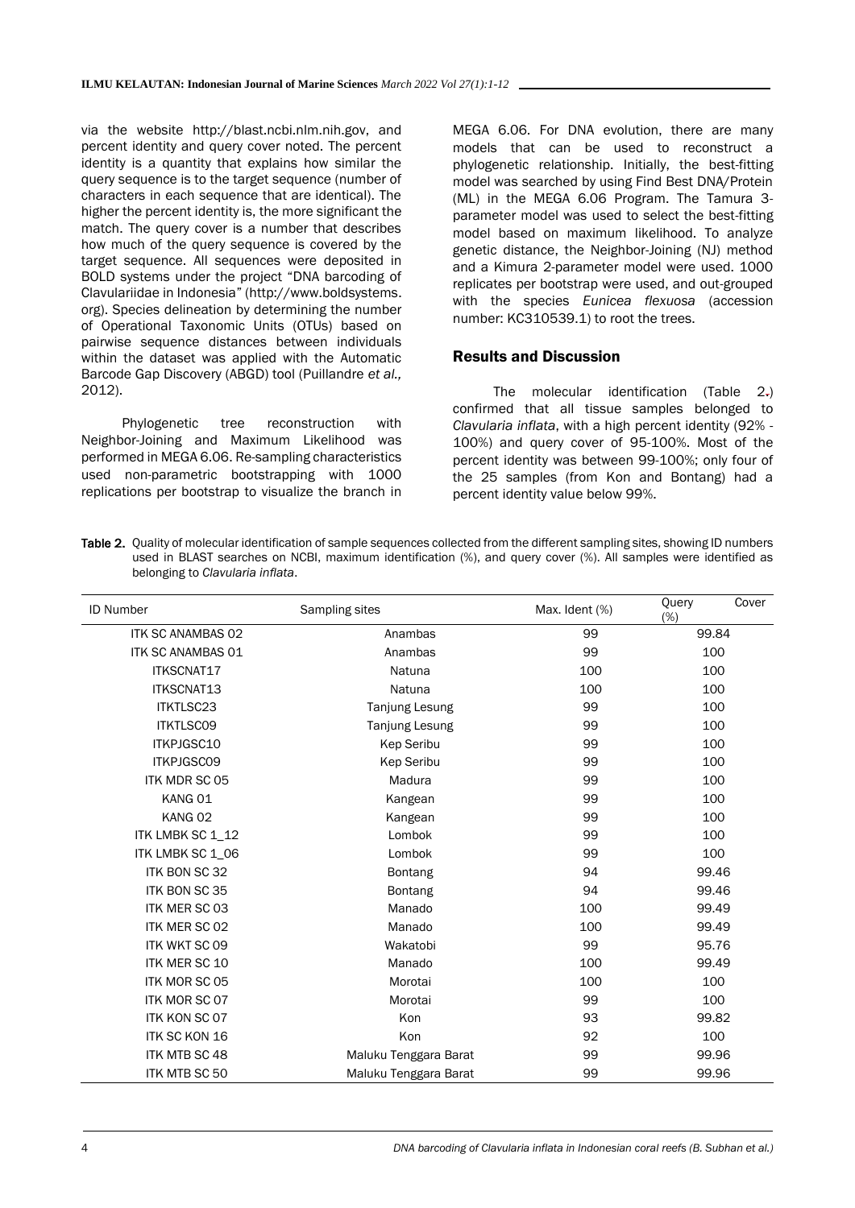via the website http://blast.ncbi.nlm.nih.gov, and percent identity and query cover noted. The percent identity is a quantity that explains how similar the query sequence is to the target sequence (number of characters in each sequence that are identical). The higher the percent identity is, the more significant the match. The query cover is a number that describes how much of the query sequence is covered by the target sequence. All sequences were deposited in BOLD systems under the project "DNA barcoding of Clavulariidae in Indonesia" (http://www.boldsystems.org). Species delineation by determining the number of Operational Taxonomic Units (OTUs) based on pairwise sequence distances between individuals within the dataset was applied with the Automatic Barcode Gap Discovery (ABGD) tool (Puillandre *et al.,* 2012).

Phylogenetic tree reconstruction with Neighbor-Joining and Maximum Likelihood was performed in MEGA 6.06. Re-sampling characteristics used non-parametric bootstrapping with 1000 replications per bootstrap to visualize the branch in MEGA 6.06. For DNA evolution, there are many models that can be used to reconstruct a phylogenetic relationship. Initially, the best-fitting model was searched by using Find Best DNA/Protein (ML) in the MEGA 6.06 Program. The Tamura 3-parameter model was used to select the best-fitting model based on maximum likelihood. To analyze genetic distance, the Neighbor-Joining (NJ) method and a Kimura 2-parameter model were used. 1000 replicates per bootstrap were used, and out-grouped with the species *Eunicea flexuosa* (accession number: KC310539.1) to root the trees.

## Results and Discussion

The molecular identification (Table 2.) confirmed that all tissue samples belonged to *Clavularia inflata*, with a high percent identity (92% - 100%) and query cover of 95-100%. Most of the percent identity was between 99-100%; only four of the 25 samples (from Kon and Bontang) had a percent identity value below 99%.

**Table 2.** Quality of molecular identification of sample sequences collected from the different sampling sites, showing ID numbers used in BLAST searches on NCBI, maximum identification (%), and query cover (%). All samples were identified as belonging to *Clavularia inflata*.

| ID Number | Sampling sites | Max. Ident (%) | Query Cover (%) |
|---|---|---|---|
| ITK SC ANAMBAS 02 | Anambas | 99 | 99.84 |
| ITK SC ANAMBAS 01 | Anambas | 99 | 100 |
| ITKSCNAT17 | Natuna | 100 | 100 |
| ITKSCNAT13 | Natuna | 100 | 100 |
| ITKTLSC23 | Tanjung Lesung | 99 | 100 |
| ITKTLSC09 | Tanjung Lesung | 99 | 100 |
| ITKPJGSC10 | Kep Seribu | 99 | 100 |
| ITKPJGSC09 | Kep Seribu | 99 | 100 |
| ITK MDR SC 05 | Madura | 99 | 100 |
| KANG 01 | Kangean | 99 | 100 |
| KANG 02 | Kangean | 99 | 100 |
| ITK LMBK SC 1_12 | Lombok | 99 | 100 |
| ITK LMBK SC 1_06 | Lombok | 99 | 100 |
| ITK BON SC 32 | Bontang | 94 | 99.46 |
| ITK BON SC 35 | Bontang | 94 | 99.46 |
| ITK MER SC 03 | Manado | 100 | 99.49 |
| ITK MER SC 02 | Manado | 100 | 99.49 |
| ITK WKT SC 09 | Wakatobi | 99 | 95.76 |
| ITK MER SC 10 | Manado | 100 | 99.49 |
| ITK MOR SC 05 | Morotai | 100 | 100 |
| ITK MOR SC 07 | Morotai | 99 | 100 |
| ITK KON SC 07 | Kon | 93 | 99.82 |
| ITK SC KON 16 | Kon | 92 | 100 |
| ITK MTB SC 48 | Maluku Tenggara Barat | 99 | 99.96 |
| ITK MTB SC 50 | Maluku Tenggara Barat | 99 | 99.96 |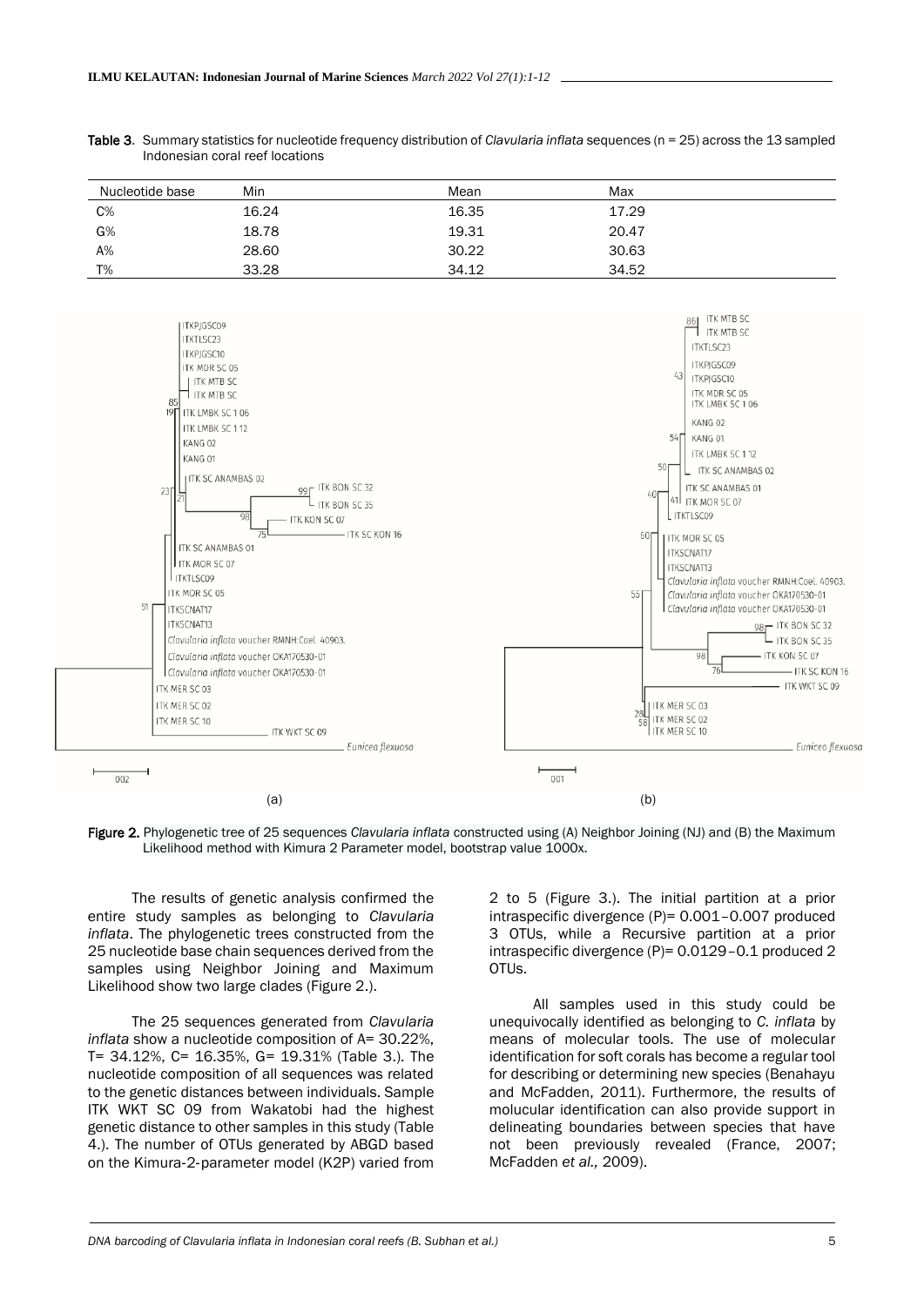Table 3. Summary statistics for nucleotide frequency distribution of *Clavularia inflata* sequences (n = 25) across the 13 sampled Indonesian coral reef locations

| Nucleotide base | Min | Mean | Max |
|---|---|---|---|
| C% | 16.24 | 16.35 | 17.29 |
| G% | 18.78 | 19.31 | 20.47 |
| A% | 28.60 | 30.22 | 30.63 |
| T% | 33.28 | 34.12 | 34.52 |

Figure 2. Phylogenetic tree of 25 sequences *Clavularia inflata* constructed using (A) Neighbor Joining (NJ) and (B) the Maximum Likelihood method with Kimura 2 Parameter model, bootstrap value 1000x.

The results of genetic analysis confirmed the entire study samples as belonging to *Clavularia inflata*. The phylogenetic trees constructed from the 25 nucleotide base chain sequences derived from the samples using Neighbor Joining and Maximum Likelihood show two large clades (Figure 2.).

The 25 sequences generated from *Clavularia inflata* show a nucleotide composition of A= 30.22%, T= 34.12%, C= 16.35%, G= 19.31% (Table 3.). The nucleotide composition of all sequences was related to the genetic distances between individuals. Sample ITK WKT SC 09 from Wakatobi had the highest genetic distance to other samples in this study (Table 4.). The number of OTUs generated by ABGD based on the Kimura-2-parameter model (K2P) varied from 2 to 5 (Figure 3.). The initial partition at a prior intraspecific divergence (P)= 0.001–0.007 produced 3 OTUs, while a Recursive partition at a prior intraspecific divergence (P)= 0.0129–0.1 produced 2 OTUs.

All samples used in this study could be unequivocally identified as belonging to *C. inflata* by means of molecular tools. The use of molecular identification for soft corals has become a regular tool for describing or determining new species (Benahayu and McFadden, 2011). Furthermore, the results of molucular identification can also provide support in delineating boundaries between species that have not been previously revealed (France, 2007; McFadden *et al.,* 2009).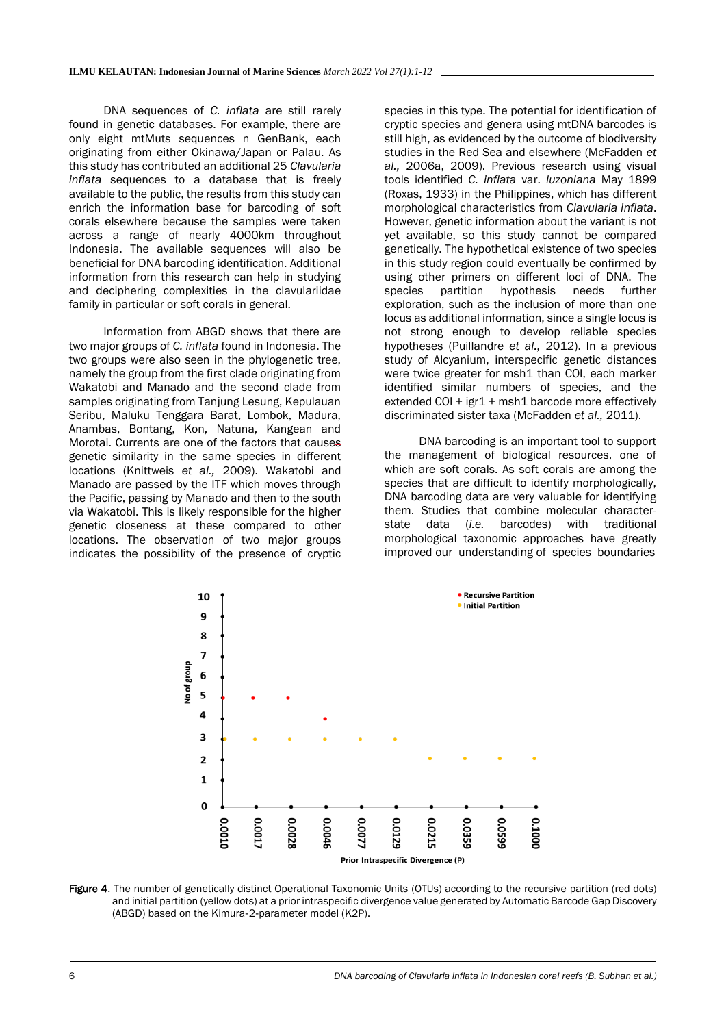DNA sequences of *C. inflata* are still rarely found in genetic databases. For example, there are only eight mtMuts sequences n GenBank, each originating from either Okinawa/Japan or Palau. As this study has contributed an additional 25 *Clavularia inflata* sequences to a database that is freely available to the public, the results from this study can enrich the information base for barcoding of soft corals elsewhere because the samples were taken across a range of nearly 4000km throughout Indonesia. The available sequences will also be beneficial for DNA barcoding identification. Additional information from this research can help in studying and deciphering complexities in the clavulariidae family in particular or soft corals in general.

Information from ABGD shows that there are two major groups of *C. inflata* found in Indonesia. The two groups were also seen in the phylogenetic tree, namely the group from the first clade originating from Wakatobi and Manado and the second clade from samples originating from Tanjung Lesung, Kepulauan Seribu, Maluku Tenggara Barat, Lombok, Madura, Anambas, Bontang, Kon, Natuna, Kangean and Morotai. Currents are one of the factors that causes genetic similarity in the same species in different locations (Knittweis *et al.,* 2009). Wakatobi and Manado are passed by the ITF which moves through the Pacific, passing by Manado and then to the south via Wakatobi. This is likely responsible for the higher genetic closeness at these compared to other locations. The observation of two major groups indicates the possibility of the presence of cryptic species in this type. The potential for identification of cryptic species and genera using mtDNA barcodes is still high, as evidenced by the outcome of biodiversity studies in the Red Sea and elsewhere (McFadden *et al.,* 2006a, 2009). Previous research using visual tools identified *C. inflata* var. *luzoniana* May 1899 (Roxas, 1933) in the Philippines, which has different morphological characteristics from *Clavularia inflata*. However, genetic information about the variant is not yet available, so this study cannot be compared genetically. The hypothetical existence of two species in this study region could eventually be confirmed by using other primers on different loci of DNA. The species partition hypothesis needs further exploration, such as the inclusion of more than one locus as additional information, since a single locus is not strong enough to develop reliable species hypotheses (Puillandre *et al.,* 2012). In a previous study of Alcyanium, interspecific genetic distances were twice greater for msh1 than COI, each marker identified similar numbers of species, and the extended COI + igr1 + msh1 barcode more effectively discriminated sister taxa (McFadden *et al.,* 2011).

DNA barcoding is an important tool to support the management of biological resources, one of which are soft corals. As soft corals are among the species that are difficult to identify morphologically, DNA barcoding data are very valuable for identifying them. Studies that combine molecular character-state data (*i.e.* barcodes) with traditional morphological taxonomic approaches have greatly improved our understanding of species boundaries

**Figure 4**. The number of genetically distinct Operational Taxonomic Units (OTUs) according to the recursive partition (red dots) and initial partition (yellow dots) at a prior intraspecific divergence value generated by Automatic Barcode Gap Discovery (ABGD) based on the Kimura-2-parameter model (K2P).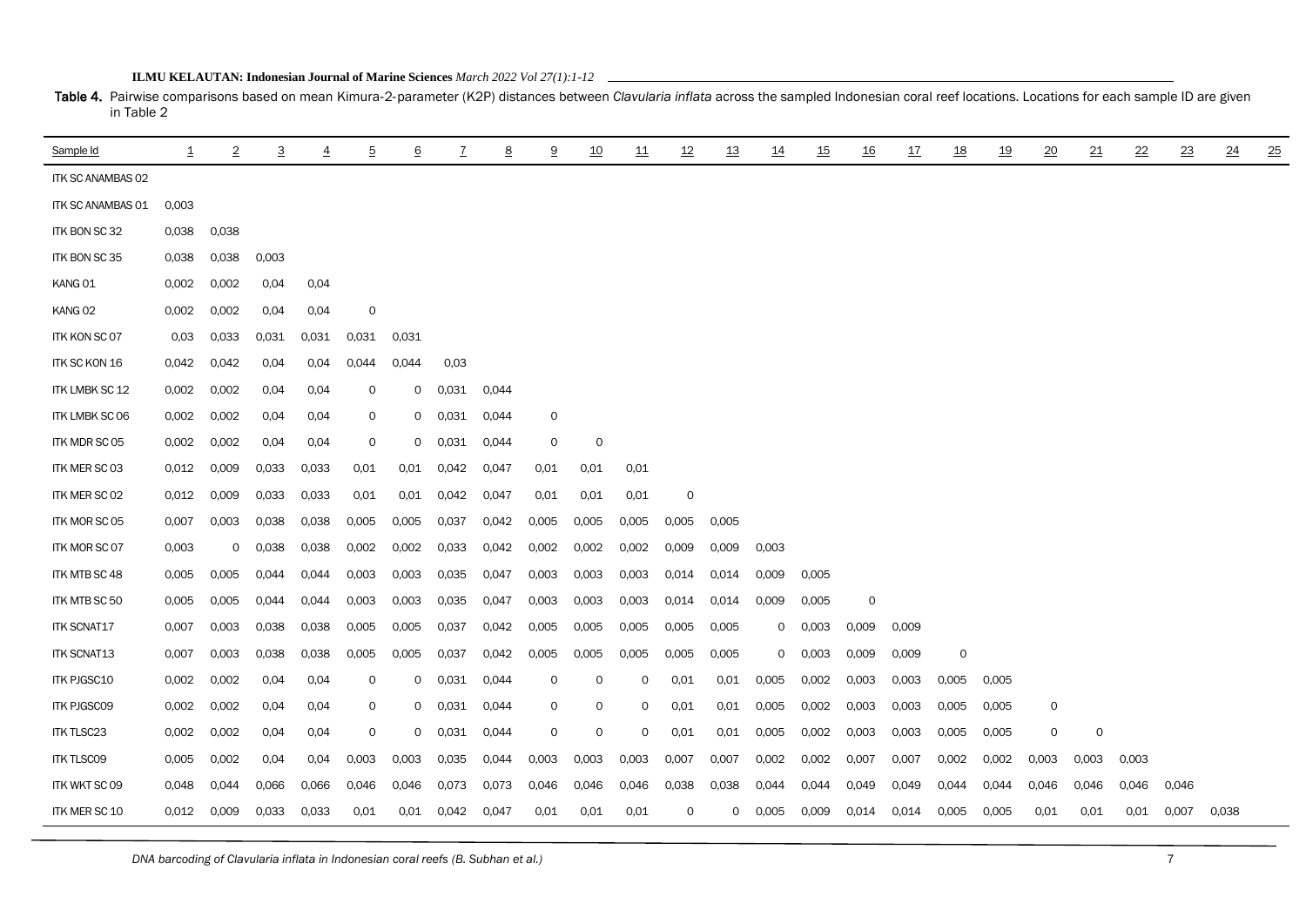**Table 4.** Pairwise comparisons based on mean Kimura-2-parameter (K2P) distances between *Clavularia inflata* across the sampled Indonesian coral reef locations. Locations for each sample ID are given in Table 2

| Sample Id | 1 | 2 | 3 | 4 | 5 | 6 | 7 | 8 | 9 | 10 | 11 | 12 | 13 | 14 | 15 | 16 | 17 | 18 | 19 | 20 | 21 | 22 | 23 | 24 | 25 |
|---|---|---|---|---|---|---|---|---|---|---|---|---|---|---|---|---|---|---|---|---|---|---|---|---|---|
| ITK SC ANAMBAS 02 | | | | | | | | | | | | | | | | | | | | | | | | | |
| ITK SC ANAMBAS 01 | 0,003 | | | | | | | | | | | | | | | | | | | | | | | | |
| ITK BON SC 32 | 0,038 | 0,038 | | | | | | | | | | | | | | | | | | | | | | | |
| ITK BON SC 35 | 0,038 | 0,038 | 0,003 | | | | | | | | | | | | | | | | | | | | | | |
| KANG 01 | 0,002 | 0,002 | 0,04 | 0,04 | | | | | | | | | | | | | | | | | | | | | |
| KANG 02 | 0,002 | 0,002 | 0,04 | 0,04 | 0 | | | | | | | | | | | | | | | | | | | | |
| ITK KON SC 07 | 0,03 | 0,033 | 0,031 | 0,031 | 0,031 | 0,031 | | | | | | | | | | | | | | | | | | | |
| ITK SC KON 16 | 0,042 | 0,042 | 0,04 | 0,04 | 0,044 | 0,044 | 0,03 | | | | | | | | | | | | | | | | | | |
| ITK LMBK SC 12 | 0,002 | 0,002 | 0,04 | 0,04 | 0 | 0 | 0,031 | 0,044 | | | | | | | | | | | | | | | | | |
| ITK LMBK SC 06 | 0,002 | 0,002 | 0,04 | 0,04 | 0 | 0 | 0,031 | 0,044 | 0 | | | | | | | | | | | | | | | | |
| ITK MDR SC 05 | 0,002 | 0,002 | 0,04 | 0,04 | 0 | 0 | 0,031 | 0,044 | 0 | 0 | | | | | | | | | | | | | | | |
| ITK MER SC 03 | 0,012 | 0,009 | 0,033 | 0,033 | 0,01 | 0,01 | 0,042 | 0,047 | 0,01 | 0,01 | 0,01 | | | | | | | | | | | | | | |
| ITK MER SC 02 | 0,012 | 0,009 | 0,033 | 0,033 | 0,01 | 0,01 | 0,042 | 0,047 | 0,01 | 0,01 | 0,01 | 0 | | | | | | | | | | | | | |
| ITK MOR SC 05 | 0,007 | 0,003 | 0,038 | 0,038 | 0,005 | 0,005 | 0,037 | 0,042 | 0,005 | 0,005 | 0,005 | 0,005 | 0,005 | | | | | | | | | | | | |
| ITK MOR SC 07 | 0,003 | 0 | 0,038 | 0,038 | 0,002 | 0,002 | 0,033 | 0,042 | 0,002 | 0,002 | 0,002 | 0,009 | 0,009 | 0,003 | | | | | | | | | | | |
| ITK MTB SC 48 | 0,005 | 0,005 | 0,044 | 0,044 | 0,003 | 0,003 | 0,035 | 0,047 | 0,003 | 0,003 | 0,003 | 0,014 | 0,014 | 0,009 | 0,005 | | | | | | | | | | |
| ITK MTB SC 50 | 0,005 | 0,005 | 0,044 | 0,044 | 0,003 | 0,003 | 0,035 | 0,047 | 0,003 | 0,003 | 0,003 | 0,014 | 0,014 | 0,009 | 0,005 | 0 | | | | | | | | | |
| ITK SCNAT17 | 0,007 | 0,003 | 0,038 | 0,038 | 0,005 | 0,005 | 0,037 | 0,042 | 0,005 | 0,005 | 0,005 | 0,005 | 0,005 | 0 | 0,003 | 0,009 | 0,009 | | | | | | | | |
| ITK SCNAT13 | 0,007 | 0,003 | 0,038 | 0,038 | 0,005 | 0,005 | 0,037 | 0,042 | 0,005 | 0,005 | 0,005 | 0,005 | 0,005 | 0 | 0,003 | 0,009 | 0,009 | 0 | | | | | | | |
| ITK PJGSC10 | 0,002 | 0,002 | 0,04 | 0,04 | 0 | 0 | 0,031 | 0,044 | 0 | 0 | 0 | 0,01 | 0,01 | 0,005 | 0,002 | 0,003 | 0,003 | 0,005 | 0,005 | | | | | | |
| ITK PJGSC09 | 0,002 | 0,002 | 0,04 | 0,04 | 0 | 0 | 0,031 | 0,044 | 0 | 0 | 0 | 0,01 | 0,01 | 0,005 | 0,002 | 0,003 | 0,003 | 0,005 | 0,005 | 0 | | | | | |
| ITK TLSC23 | 0,002 | 0,002 | 0,04 | 0,04 | 0 | 0 | 0,031 | 0,044 | 0 | 0 | 0 | 0,01 | 0,01 | 0,005 | 0,002 | 0,003 | 0,003 | 0,005 | 0,005 | 0 | 0 | | | | |
| ITK TLSC09 | 0,005 | 0,002 | 0,04 | 0,04 | 0,003 | 0,003 | 0,035 | 0,044 | 0,003 | 0,003 | 0,003 | 0,007 | 0,007 | 0,002 | 0,002 | 0,007 | 0,007 | 0,002 | 0,002 | 0,003 | 0,003 | 0,003 | | | |
| ITK WKT SC 09 | 0,048 | 0,044 | 0,066 | 0,066 | 0,046 | 0,046 | 0,073 | 0,073 | 0,046 | 0,046 | 0,046 | 0,038 | 0,038 | 0,044 | 0,044 | 0,049 | 0,049 | 0,044 | 0,044 | 0,046 | 0,046 | 0,046 | 0,046 | | |
| ITK MER SC 10 | 0,012 | 0,009 | 0,033 | 0,033 | 0,01 | 0,01 | 0,042 | 0,047 | 0,01 | 0,01 | 0,01 | 0 | 0 | 0,005 | 0,009 | 0,014 | 0,014 | 0,005 | 0,005 | 0,01 | 0,01 | 0,01 | 0,007 | 0,038 | |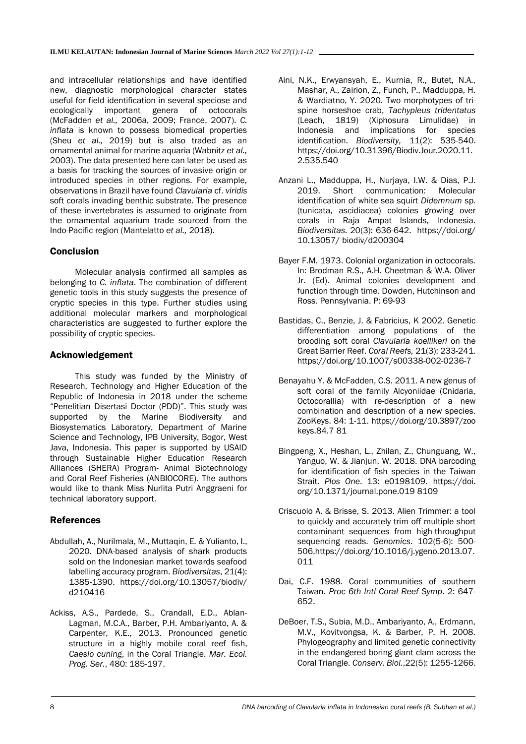and intracellular relationships and have identified new, diagnostic morphological character states useful for field identification in several speciose and ecologically important genera of octocorals (McFadden *et al.,* 2006a, 2009; France, 2007). *C. inflata* is known to possess biomedical properties (Sheu *et al.,* 2019) but is also traded as an ornamental animal for marine aquaria (Wabnitz *et al.,* 2003). The data presented here can later be used as a basis for tracking the sources of invasive origin or introduced species in other regions. For example, observations in Brazil have found *Clavularia* cf. *viridis* soft corals invading benthic substrate. The presence of these invertebrates is assumed to originate from the ornamental aquarium trade sourced from the Indo-Pacific region (Mantelatto *et al.,* 2018).

## Conclusion

Molecular analysis confirmed all samples as belonging to *C. inflata*. The combination of different genetic tools in this study suggests the presence of cryptic species in this type. Further studies using additional molecular markers and morphological characteristics are suggested to further explore the possibility of cryptic species.

## Acknowledgement

This study was funded by the Ministry of Research, Technology and Higher Education of the Republic of Indonesia in 2018 under the scheme "Penelitian Disertasi Doctor (PDD)". This study was supported by the Marine Biodiversity and Biosystematics Laboratory, Department of Marine Science and Technology, IPB University, Bogor, West Java, Indonesia. This paper is supported by USAID through Sustainable Higher Education Research Alliances (SHERA) Program- Animal Biotechnology and Coral Reef Fisheries (ANBIOCORE). The authors would like to thank Miss Nurlita Putri Anggraeni for technical laboratory support.

## References

Abdullah, A., Nurilmala, M., Muttaqin, E. & Yulianto, I., 2020. DNA-based analysis of shark products sold on the Indonesian market towards seafood labelling accuracy program. *Biodiversitas*, 21(4): 1385-1390. https://doi.org/10.13057/biodiv/d210416

Ackiss, A.S., Pardede, S., Crandall, E.D., Ablan-Lagman, M.C.A., Barber, P.H. Ambariyanto, A. & Carpenter, K.E., 2013. Pronounced genetic structure in a highly mobile coral reef fish, *Caesio cuning*, in the Coral Triangle. *Mar. Ecol. Prog. Ser.*, 480: 185-197.

Aini, N.K., Erwyansyah, E., Kurnia, R., Butet, N.A., Mashar, A., Zairion, Z., Funch, P., Madduppa, H. & Wardiatno, Y. 2020. Two morphotypes of tri-spine horseshoe crab, *Tachypleus tridentatus* (Leach, 1819) (Xiphosura Limulidae) in Indonesia and implications for species identification. *Biodiversity,* 11(2): 535-540. https://doi.org/10.31396/Biodiv.Jour.2020.11.2.535.540

Anzani L., Madduppa, H., Nurjaya, I.W. & Dias, P.J. 2019. Short communication: Molecular identification of white sea squirt *Didemnum* sp. (tunicata, ascidiacea) colonies growing over corals in Raja Ampat Islands, Indonesia. *Biodiversitas*. 20(3): 636-642. https://doi.org/10.13057/ biodiv/d200304

Bayer F.M. 1973. Colonial organization in octocorals. In: Brodman R.S., A.H. Cheetman & W.A. Oliver Jr. (Ed). Animal colonies development and function through time. Dowden, Hutchinson and Ross. Pennsylvania. P: 69-93

Bastidas, C., Benzie, J. & Fabricius, K 2002. Genetic differentiation among populations of the brooding soft coral *Clavularia koellikeri* on the Great Barrier Reef. *Coral Reefs,* 21(3): 233-241. https://doi.org/10.1007/s00338-002-0236-7

Benayahu Y. & McFadden, C.S. 2011. A new genus of soft coral of the family Alcyoniidae (Cnidaria, Octocorallia) with re-description of a new combination and description of a new species. ZooKeys. 84: 1-11. https://doi.org/10.3897/zookeys.84.7 81

Bingpeng, X., Heshan, L., Zhilan, Z., Chunguang, W., Yanguo, W. & Jianjun, W. 2018. DNA barcoding for identification of fish species in the Taiwan Strait. *Plos One*. 13: e0198109. https://doi.org/10.1371/journal.pone.019 8109

Criscuolo A. & Brisse, S. 2013. Alien Trimmer: a tool to quickly and accurately trim off multiple short contaminant sequences from high-throughput sequencing reads. *Genomics*. 102(5-6): 500-506.https://doi.org/10.1016/j.ygeno.2013.07.011

Dai, C.F. 1988. Coral communities of southern Taiwan. *Proc 6th Intl Coral Reef Symp*. 2: 647-652.

DeBoer, T.S., Subia, M.D., Ambariyanto, A., Erdmann, M.V., Kovitvongsa, K. & Barber, P. H. 2008. Phylogeography and limited genetic connectivity in the endangered boring giant clam across the Coral Triangle. *Conserv. Biol.*,22(5): 1255-1266.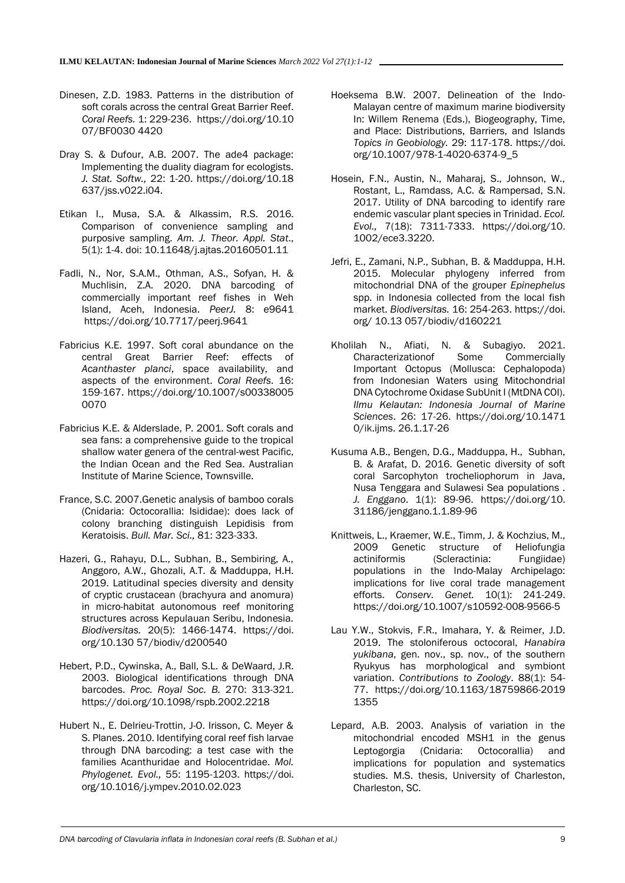Dinesen, Z.D. 1983. Patterns in the distribution of soft corals across the central Great Barrier Reef. *Coral Reefs.* 1: 229-236. https://doi.org/10.1007/BF0030 4420

Dray S. & Dufour, A.B. 2007. The ade4 package: Implementing the duality diagram for ecologists. *J. Stat. Softw.,* 22: 1-20. https://doi.org/10.18637/jss.v022.i04.

Etikan I., Musa, S.A. & Alkassim, R.S. 2016. Comparison of convenience sampling and purposive sampling. *Am. J. Theor. Appl. Stat*., 5(1): 1-4. doi: 10.11648/j.ajtas.20160501.11

Fadli, N., Nor, S.A.M., Othman, A.S., Sofyan, H. & Muchlisin, Z.A. 2020. DNA barcoding of commercially important reef fishes in Weh Island, Aceh, Indonesia. *PeerJ.* 8: e9641 https://doi.org/10.7717/peerj.9641

Fabricius K.E. 1997. Soft coral abundance on the central Great Barrier Reef: effects of *Acanthaster planci*, space availability, and aspects of the environment. *Coral Reefs*. 16: 159-167. https://doi.org/10.1007/s003380050070

Fabricius K.E. & Alderslade, P. 2001. Soft corals and sea fans: a comprehensive guide to the tropical shallow water genera of the central-west Pacific, the Indian Ocean and the Red Sea. Australian Institute of Marine Science, Townsville.

France, S.C. 2007.Genetic analysis of bamboo corals (Cnidaria: Octocorallia: Isididae): does lack of colony branching distinguish Lepidisis from Keratoisis. *Bull. Mar. Sci.,* 81: 323-333.

Hazeri, G., Rahayu, D.L., Subhan, B., Sembiring, A., Anggoro, A.W., Ghozali, A.T. & Madduppa, H.H. 2019. Latitudinal species diversity and density of cryptic crustacean (brachyura and anomura) in micro-habitat autonomous reef monitoring structures across Kepulauan Seribu, Indonesia. *Biodiversitas.* 20(5): 1466-1474. https://doi.org/10.130 57/biodiv/d200540

Hebert, P.D., Cywinska, A., Ball, S.L. & DeWaard, J.R. 2003. Biological identifications through DNA barcodes. *Proc. Royal Soc. B.* 270: 313-321. https://doi.org/10.1098/rspb.2002.2218

Hubert N., E. Delrieu-Trottin, J-O. Irisson, C. Meyer & S. Planes. 2010. Identifying coral reef fish larvae through DNA barcoding: a test case with the families Acanthuridae and Holocentridae. *Mol. Phylogenet. Evol.,* 55: 1195-1203. https://doi.org/10.1016/j.ympev.2010.02.023

Hoeksema B.W. 2007. Delineation of the Indo-Malayan centre of maximum marine biodiversity In: Willem Renema (Eds.), Biogeography, Time, and Place: Distributions, Barriers, and Islands *Topics in Geobiology.* 29: 117-178. https://doi.org/10.1007/978-1-4020-6374-9_5

Hosein, F.N., Austin, N., Maharaj, S., Johnson, W., Rostant, L., Ramdass, A.C. & Rampersad, S.N. 2017. Utility of DNA barcoding to identify rare endemic vascular plant species in Trinidad. *Ecol. Evol.,* 7(18): 7311-7333. https://doi.org/10.1002/ece3.3220.

Jefri, E., Zamani, N.P., Subhan, B. & Madduppa, H.H. 2015. Molecular phylogeny inferred from mitochondrial DNA of the grouper *Epinephelus* spp. in Indonesia collected from the local fish market. *Biodiversitas.* 16: 254-263. https://doi.org/ 10.13 057/biodiv/d160221

Kholilah N., Afiati, N. & Subagiyo. 2021. Characterizationof Some Commercially Important Octopus (Mollusca: Cephalopoda) from Indonesian Waters using Mitochondrial DNA Cytochrome Oxidase SubUnit I (MtDNA COI). *Ilmu Kelautan: Indonesia Journal of Marine Sciences*. 26: 17-26. https://doi.org/10.14710/ik.ijms. 26.1.17-26

Kusuma A.B., Bengen, D.G., Madduppa, H., Subhan, B. & Arafat, D. 2016. Genetic diversity of soft coral Sarcophyton trocheliophorum in Java, Nusa Tenggara and Sulawesi Sea populations . *J. Enggano*. 1(1): 89-96. https://doi.org/10.31186/jenggano.1.1.89-96

Knittweis, L., Kraemer, W.E., Timm, J. & Kochzius, M., 2009 Genetic structure of Heliofungia actiniformis (Scleractinia: Fungiidae) populations in the Indo-Malay Archipelago: implications for live coral trade management efforts. *Conserv. Genet.* 10(1): 241-249. https://doi.org/10.1007/s10592-008-9566-5

Lau Y.W., Stokvis, F.R., Imahara, Y. & Reimer, J.D. 2019. The stoloniferous octocoral, *Hanabira yukibana*, gen. nov., sp. nov., of the southern Ryukyus has morphological and symbiont variation. *Contributions to Zoology*. 88(1): 54-77. https://doi.org/10.1163/18759866-20191355

Lepard, A.B. 2003. Analysis of variation in the mitochondrial encoded MSH1 in the genus Leptogorgia (Cnidaria: Octocorallia) and implications for population and systematics studies. M.S. thesis, University of Charleston, Charleston, SC.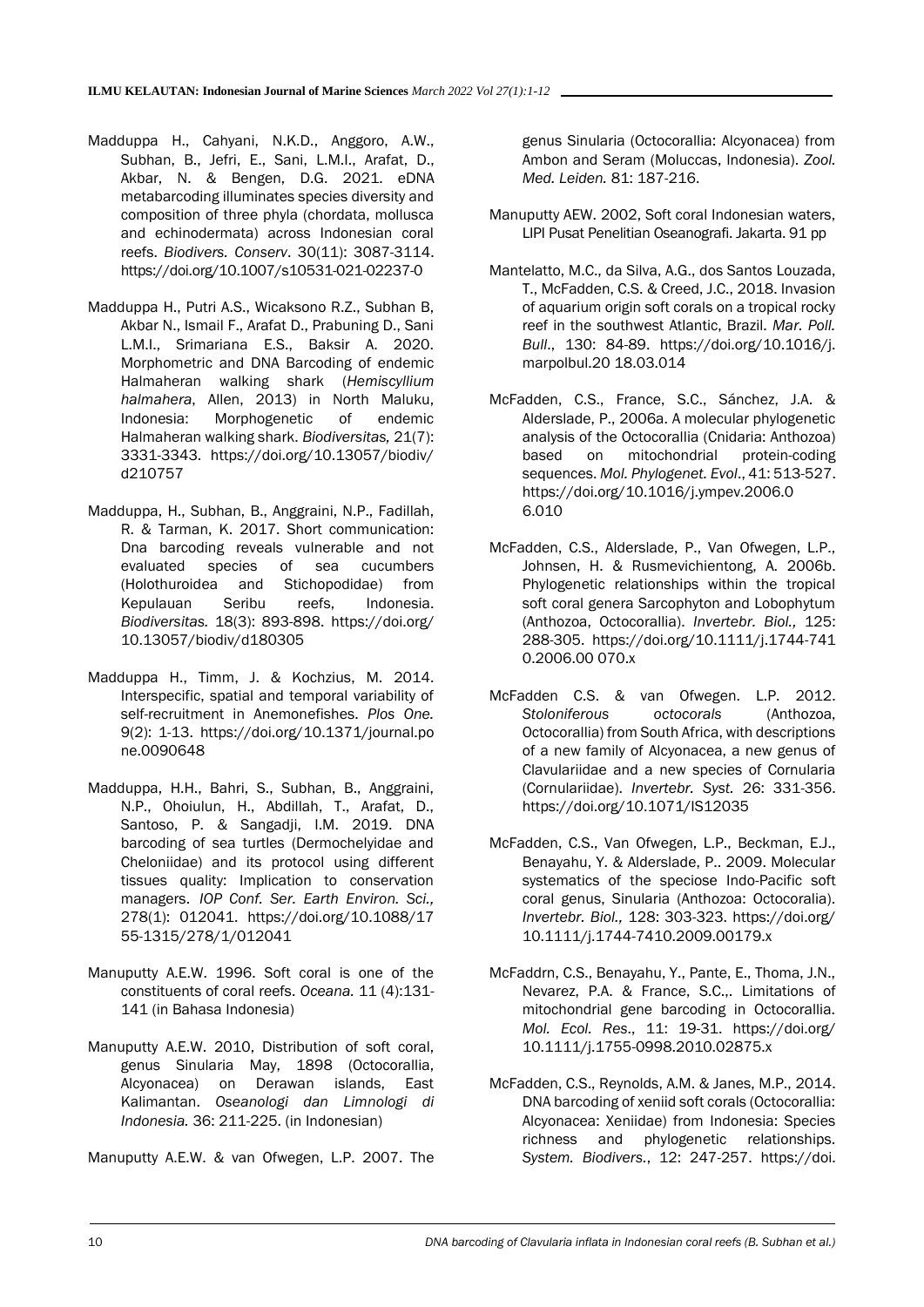Madduppa H., Cahyani, N.K.D., Anggoro, A.W., Subhan, B., Jefri, E., Sani, L.M.I., Arafat, D., Akbar, N. & Bengen, D.G. 2021. eDNA metabarcoding illuminates species diversity and composition of three phyla (chordata, mollusca and echinodermata) across Indonesian coral reefs. *Biodivers. Conserv*. 30(11): 3087-3114. https://doi.org/10.1007/s10531-021-02237-0

Madduppa H., Putri A.S., Wicaksono R.Z., Subhan B, Akbar N., Ismail F., Arafat D., Prabuning D., Sani L.M.I., Srimariana E.S., Baksir A. 2020. Morphometric and DNA Barcoding of endemic Halmaheran walking shark (*Hemiscyllium halmahera*, Allen, 2013) in North Maluku, Indonesia: Morphogenetic of endemic Halmaheran walking shark. *Biodiversitas,* 21(7): 3331-3343. https://doi.org/10.13057/biodiv/d210757

Madduppa, H., Subhan, B., Anggraini, N.P., Fadillah, R. & Tarman, K. 2017. Short communication: Dna barcoding reveals vulnerable and not evaluated species of sea cucumbers (Holothuroidea and Stichopodidae) from Kepulauan Seribu reefs, Indonesia. *Biodiversitas.* 18(3): 893-898. https://doi.org/10.13057/biodiv/d180305

Madduppa H., Timm, J. & Kochzius, M. 2014. Interspecific, spatial and temporal variability of self-recruitment in Anemonefishes. *Plos One.* 9(2): 1-13. https://doi.org/10.1371/journal.pone.0090648

Madduppa, H.H., Bahri, S., Subhan, B., Anggraini, N.P., Ohoiulun, H., Abdillah, T., Arafat, D., Santoso, P. & Sangadji, I.M. 2019. DNA barcoding of sea turtles (Dermochelyidae and Cheloniidae) and its protocol using different tissues quality: Implication to conservation managers. *IOP Conf. Ser. Earth Environ. Sci.,* 278(1): 012041. https://doi.org/10.1088/1755-1315/278/1/012041

Manuputty A.E.W. 1996. Soft coral is one of the constituents of coral reefs. *Oceana.* 11 (4):131-141 (in Bahasa Indonesia)

Manuputty A.E.W. 2010, Distribution of soft coral, genus Sinularia May, 1898 (Octocorallia, Alcyonacea) on Derawan islands, East Kalimantan. *Oseanologi dan Limnologi di Indonesia.* 36: 211-225. (in Indonesian)

Manuputty A.E.W. & van Ofwegen, L.P. 2007. The genus Sinularia (Octocorallia: Alcyonacea) from Ambon and Seram (Moluccas, Indonesia). *Zool. Med. Leiden.* 81: 187-216.

Manuputty AEW. 2002, Soft coral Indonesian waters, LIPI Pusat Penelitian Oseanografi. Jakarta. 91 pp

Mantelatto, M.C., da Silva, A.G., dos Santos Louzada, T., McFadden, C.S. & Creed, J.C., 2018. Invasion of aquarium origin soft corals on a tropical rocky reef in the southwest Atlantic, Brazil. *Mar. Poll. Bull*., 130: 84-89. https://doi.org/10.1016/j.marpolbul.2018.03.014

McFadden, C.S., France, S.C., Sánchez, J.A. & Alderslade, P., 2006a. A molecular phylogenetic analysis of the Octocorallia (Cnidaria: Anthozoa) based on mitochondrial protein-coding sequences. *Mol. Phylogenet. Evol*., 41: 513-527. https://doi.org/10.1016/j.ympev.2006.06.010

McFadden, C.S., Alderslade, P., Van Ofwegen, L.P., Johnsen, H. & Rusmevichientong, A. 2006b. Phylogenetic relationships within the tropical soft coral genera Sarcophyton and Lobophytum (Anthozoa, Octocorallia). *Invertebr. Biol.,* 125: 288-305. https://doi.org/10.1111/j.1744-7410.2006.00070.x

McFadden C.S. & van Ofwegen. L.P. 2012. *Stoloniferous octocorals* (Anthozoa, Octocorallia) from South Africa, with descriptions of a new family of Alcyonacea, a new genus of Clavulariidae and a new species of Cornularia (Cornulariidae). *Invertebr. Syst.* 26: 331-356. https://doi.org/10.1071/IS12035

McFadden, C.S., Van Ofwegen, L.P., Beckman, E.J., Benayahu, Y. & Alderslade, P.. 2009. Molecular systematics of the speciose Indo-Pacific soft coral genus, Sinularia (Anthozoa: Octocoralia). *Invertebr. Biol.,* 128: 303-323. https://doi.org/10.1111/j.1744-7410.2009.00179.x

McFaddrn, C.S., Benayahu, Y., Pante, E., Thoma, J.N., Nevarez, P.A. & France, S.C.,. Limitations of mitochondrial gene barcoding in Octocorallia. *Mol. Ecol. Res*., 11: 19-31. https://doi.org/10.1111/j.1755-0998.2010.02875.x

McFadden, C.S., Reynolds, A.M. & Janes, M.P., 2014. DNA barcoding of xeniid soft corals (Octocorallia: Alcyonacea: Xeniidae) from Indonesia: Species richness and phylogenetic relationships. *System. Biodivers.*, 12: 247-257. https://doi.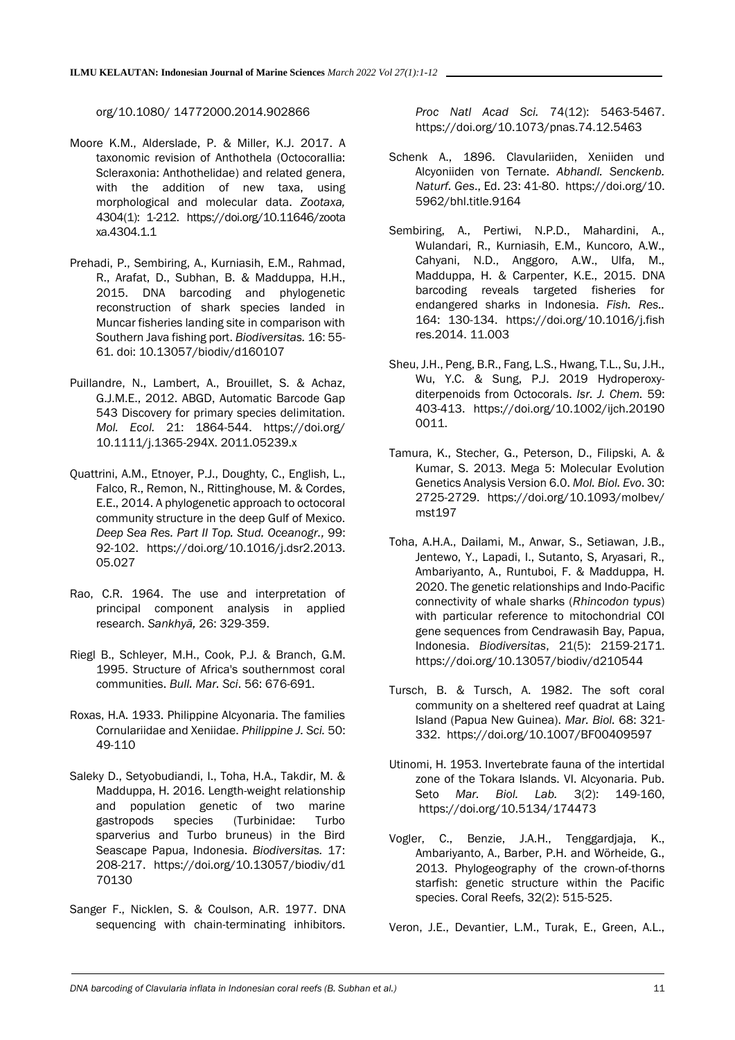org/10.1080/ 14772000.2014.902866

Moore K.M., Alderslade, P. & Miller, K.J. 2017. A taxonomic revision of Anthothela (Octocorallia: Scleraxonia: Anthothelidae) and related genera, with the addition of new taxa, using morphological and molecular data. *Zootaxa,* 4304(1): 1-212. https://doi.org/10.11646/zootaxa.4304.1.1

Prehadi, P., Sembiring, A., Kurniasih, E.M., Rahmad, R., Arafat, D., Subhan, B. & Madduppa, H.H., 2015. DNA barcoding and phylogenetic reconstruction of shark species landed in Muncar fisheries landing site in comparison with Southern Java fishing port. *Biodiversitas.* 16: 55-61. doi: 10.13057/biodiv/d160107

Puillandre, N., Lambert, A., Brouillet, S. & Achaz, G.J.M.E., 2012. ABGD, Automatic Barcode Gap 543 Discovery for primary species delimitation. *Mol. Ecol.* 21: 1864-544. https://doi.org/ 10.1111/j.1365-294X. 2011.05239.x

Quattrini, A.M., Etnoyer, P.J., Doughty, C., English, L., Falco, R., Remon, N., Rittinghouse, M. & Cordes, E.E., 2014. A phylogenetic approach to octocoral community structure in the deep Gulf of Mexico. *Deep Sea Res. Part II Top. Stud. Oceanogr.,* 99: 92-102. https://doi.org/10.1016/j.dsr2.2013. 05.027

Rao, C.R. 1964. The use and interpretation of principal component analysis in applied research. *Sankhyā,* 26: 329-359.

Riegl B., Schleyer, M.H., Cook, P.J. & Branch, G.M. 1995. Structure of Africa's southernmost coral communities. *Bull. Mar. Sci*. 56: 676-691.

Roxas, H.A. 1933. Philippine Alcyonaria. The families Cornulariidae and Xeniidae. *Philippine J. Sci.* 50: 49-110

Saleky D., Setyobudiandi, I., Toha, H.A., Takdir, M. & Madduppa, H. 2016. Length-weight relationship and population genetic of two marine gastropods species (Turbinidae: Turbo sparverius and Turbo bruneus) in the Bird Seascape Papua, Indonesia. *Biodiversitas.* 17: 208-217. https://doi.org/10.13057/biodiv/d170130

Sanger F., Nicklen, S. & Coulson, A.R. 1977. DNA sequencing with chain-terminating inhibitors. *Proc Natl Acad Sci.* 74(12): 5463-5467. https://doi.org/10.1073/pnas.74.12.5463

Schenk A., 1896. Clavulariiden, Xeniiden und Alcyoniiden von Ternate. *Abhandl. Senckenb. Naturf. Ges*., Ed. 23: 41-80. https://doi.org/10.5962/bhl.title.9164

Sembiring, A., Pertiwi, N.P.D., Mahardini, A., Wulandari, R., Kurniasih, E.M., Kuncoro, A.W., Cahyani, N.D., Anggoro, A.W., Ulfa, M., Madduppa, H. & Carpenter, K.E., 2015. DNA barcoding reveals targeted fisheries for endangered sharks in Indonesia. *Fish. Res..* 164: 130-134. https://doi.org/10.1016/j.fishres.2014. 11.003

Sheu, J.H., Peng, B.R., Fang, L.S., Hwang, T.L., Su, J.H., Wu, Y.C. & Sung, P.J. 2019 Hydroperoxy-diterpenoids from Octocorals. *Isr. J. Chem.* 59: 403-413. https://doi.org/10.1002/ijch.201900011.

Tamura, K., Stecher, G., Peterson, D., Filipski, A. & Kumar, S. 2013. Mega 5: Molecular Evolution Genetics Analysis Version 6.0. *Mol. Biol. Evo*. 30: 2725-2729. https://doi.org/10.1093/molbev/ mst197

Toha, A.H.A., Dailami, M., Anwar, S., Setiawan, J.B., Jentewo, Y., Lapadi, I., Sutanto, S, Aryasari, R., Ambariyanto, A., Runtuboi, F. & Madduppa, H. 2020. The genetic relationships and Indo-Pacific connectivity of whale sharks (*Rhincodon typus*) with particular reference to mitochondrial COI gene sequences from Cendrawasih Bay, Papua, Indonesia. *Biodiversitas*, 21(5): 2159-2171. https://doi.org/10.13057/biodiv/d210544

Tursch, B. & Tursch, A. 1982. The soft coral community on a sheltered reef quadrat at Laing Island (Papua New Guinea). *Mar. Biol.* 68: 321-332. https://doi.org/10.1007/BF00409597

Utinomi, H. 1953. Invertebrate fauna of the intertidal zone of the Tokara Islands. VI. Alcyonaria. Pub. Seto *Mar. Biol. Lab.* 3(2): 149-160, https://doi.org/10.5134/174473

Vogler, C., Benzie, J.A.H., Tenggardjaja, K., Ambariyanto, A., Barber, P.H. and Wörheide, G., 2013. Phylogeography of the crown-of-thorns starfish: genetic structure within the Pacific species. Coral Reefs, 32(2): 515-525.

Veron, J.E., Devantier, L.M., Turak, E., Green, A.L.,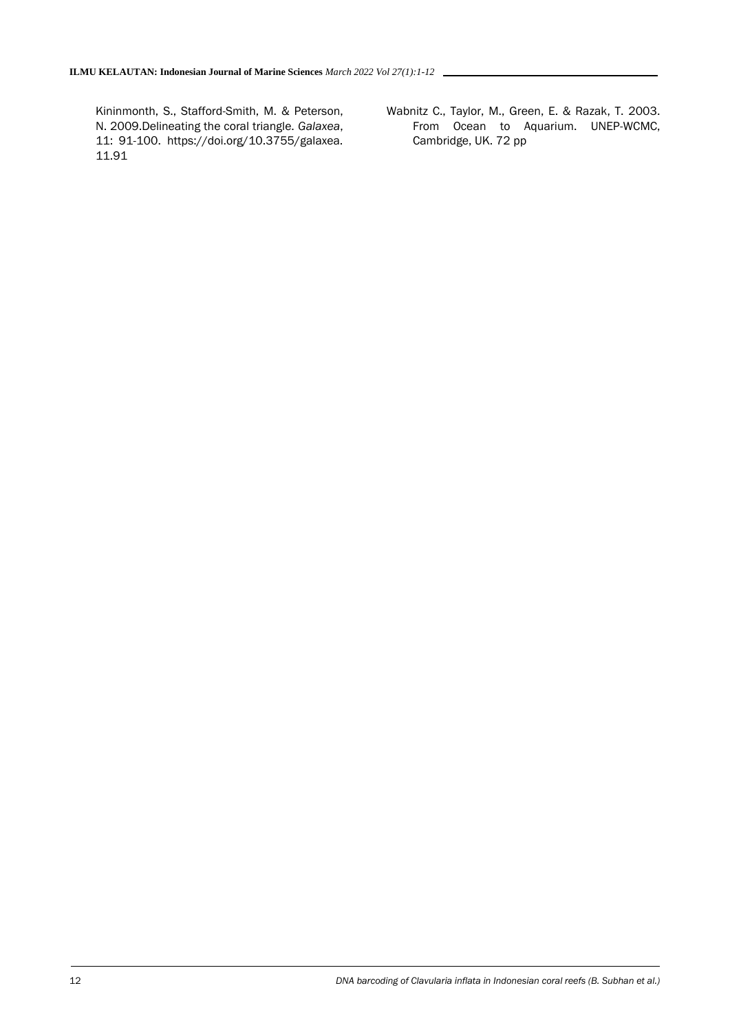Kininmonth, S., Stafford-Smith, M. & Peterson, N. 2009.Delineating the coral triangle. *Galaxea*, 11: 91-100. https://doi.org/10.3755/galaxea.11.91

Wabnitz C., Taylor, M., Green, E. & Razak, T. 2003. From Ocean to Aquarium. UNEP-WCMC, Cambridge, UK. 72 pp